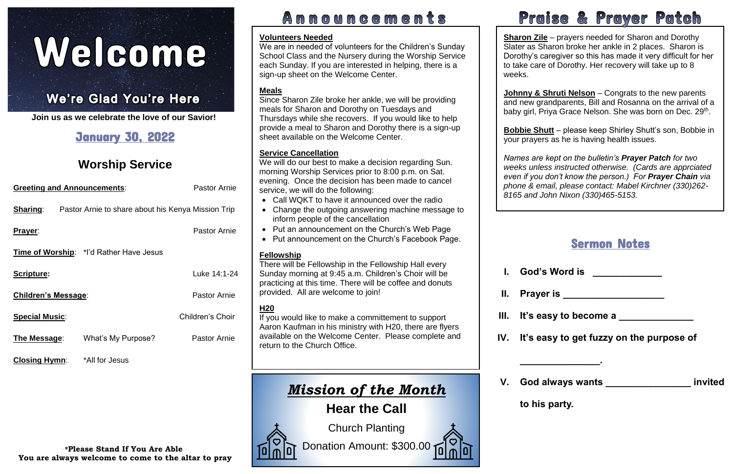# Welcome

## We're Glad You're Here

**Join us as we celebrate the love of our Savior!**

## January 30, 2022

## Worship Service

| | | |
|---|---|---|
| **Greeting and Announcements**: | | Pastor Arnie |
| **Sharing**: | Pastor Arnie to share about his Kenya Mission Trip | |
| **Prayer**: | | Pastor Arnie |
| **Time of Worship**: | *I'd Rather Have Jesus | |
| **Scripture:** | | Luke 14:1-24 |
| **Children's Message**: | | Pastor Arnie |
| **Special Music**: | | Children's Choir |
| **The Message**: | What's My Purpose? | Pastor Arnie |
| **Closing Hymn**: | *All for Jesus | |

**\*Please Stand If You Are Able**
**You are always welcome to come to the altar to pray**

# Announcements

**Volunteers Needed**
We are in needed of volunteers for the Children's Sunday School Class and the Nursery during the Worship Service each Sunday. If you are interested in helping, there is a sign-up sheet on the Welcome Center.

**Meals**
Since Sharon Zile broke her ankle, we will be providing meals for Sharon and Dorothy on Tuesdays and Thursdays while she recovers. If you would like to help provide a meal to Sharon and Dorothy there is a sign-up sheet available on the Welcome Center.

**Service Cancellation**
We will do our best to make a decision regarding Sun. morning Worship Services prior to 8:00 p.m. on Sat. evening. Once the decision has been made to cancel service, we will do the following:

- Call WQKT to have it announced over the radio
- Change the outgoing answering machine message to inform people of the cancellation
- Put an announcement on the Church's Web Page
- Put announcement on the Church's Facebook Page.

**Fellowship**
There will be Fellowship in the Fellowship Hall every Sunday morning at 9:45 a.m. Children's Choir will be practicing at this time. There will be coffee and donuts provided. All are welcome to join!

**H20**
If you would like to make a committement to support Aaron Kaufman in his ministry with H20, there are flyers available on the Welcome Center. Please complete and return to the Church Office.

## *Mission of the Month*

**Hear the Call**

Church Planting

Donation Amount: $300.00

# Praise & Prayer Patch

**Sharon Zile** – prayers needed for Sharon and Dorothy Slater as Sharon broke her ankle in 2 places. Sharon is Dorothy's caregiver so this has made it very difficult for her to take care of Dorothy. Her recovery will take up to 8 weeks.

**Johnny & Shruti Nelson** – Congrats to the new parents and new grandparents, Bill and Rosanna on the arrival of a baby girl, Priya Grace Nelson. She was born on Dec. 29th.

**Bobbie Shutt** – please keep Shirley Shutt's son, Bobbie in your prayers as he is having health issues.

*Names are kept on the bulletin's **Prayer Patch** for two weeks unless instructed otherwise. (Cards are apprciated even if you don't know the person.) For **Prayer Chain** via phone & email, please contact: Mabel Kirchner (330)262-8165 and John Nixon (330)465-5153.*

## Sermon Notes

I. **God's Word is _____________**

II. **Prayer is ___________________**

III. **It's easy to become a ______________**

IV. **It's easy to get fuzzy on the purpose of _______________.**

V. **God always wants _______________ invited to his party.**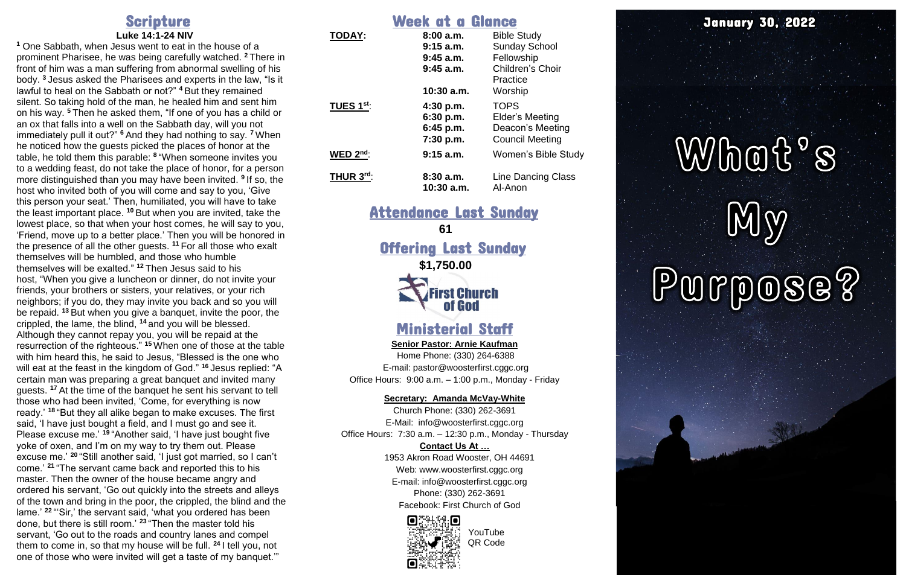## Scripture

**Luke 14:1-24 NIV**

[1] One Sabbath, when Jesus went to eat in the house of a prominent Pharisee, he was being carefully watched. [2] There in front of him was a man suffering from abnormal swelling of his body. [3] Jesus asked the Pharisees and experts in the law, "Is it lawful to heal on the Sabbath or not?" [4] But they remained silent. So taking hold of the man, he healed him and sent him on his way. [5] Then he asked them, "If one of you has a child or an ox that falls into a well on the Sabbath day, will you not immediately pull it out?" [6] And they had nothing to say. [7] When he noticed how the guests picked the places of honor at the table, he told them this parable: [8] "When someone invites you to a wedding feast, do not take the place of honor, for a person more distinguished than you may have been invited. [9] If so, the host who invited both of you will come and say to you, 'Give this person your seat.' Then, humiliated, you will have to take the least important place. [10] But when you are invited, take the lowest place, so that when your host comes, he will say to you, 'Friend, move up to a better place.' Then you will be honored in the presence of all the other guests. [11] For all those who exalt themselves will be humbled, and those who humble themselves will be exalted." [12] Then Jesus said to his host, "When you give a luncheon or dinner, do not invite your friends, your brothers or sisters, your relatives, or your rich neighbors; if you do, they may invite you back and so you will be repaid. [13] But when you give a banquet, invite the poor, the crippled, the lame, the blind, [14] and you will be blessed. Although they cannot repay you, you will be repaid at the resurrection of the righteous." [15] When one of those at the table with him heard this, he said to Jesus, "Blessed is the one who will eat at the feast in the kingdom of God." [16] Jesus replied: "A certain man was preparing a great banquet and invited many guests. [17] At the time of the banquet he sent his servant to tell those who had been invited, 'Come, for everything is now ready.' [18] "But they all alike began to make excuses. The first said, 'I have just bought a field, and I must go and see it. Please excuse me.' [19] "Another said, 'I have just bought five yoke of oxen, and I'm on my way to try them out. Please excuse me.' [20] "Still another said, 'I just got married, so I can't come.' [21] "The servant came back and reported this to his master. Then the owner of the house became angry and ordered his servant, 'Go out quickly into the streets and alleys of the town and bring in the poor, the crippled, the blind and the lame.' [22] "'Sir,' the servant said, 'what you ordered has been done, but there is still room.' [23] "Then the master told his servant, 'Go out to the roads and country lanes and compel them to come in, so that my house will be full. [24] I tell you, not one of those who were invited will get a taste of my banquet.'"

## Week at a Glance

| | | |
|---|---|---|
| **TODAY:** | **8:00 a.m.** | Bible Study |
| | **9:15 a.m.** | Sunday School |
| | **9:45 a.m.** | Fellowship |
| | **9:45 a.m.** | Children's Choir Practice |
| | **10:30 a.m.** | Worship |
| **TUES 1st:** | **4:30 p.m.** | TOPS |
| | **6:30 p.m.** | Elder's Meeting |
| | **6:45 p.m.** | Deacon's Meeting |
| | **7:30 p.m.** | Council Meeting |
| **WED 2nd:** | **9:15 a.m.** | Women's Bible Study |
| **THUR 3rd:** | **8:30 a.m.** | Line Dancing Class |
| | **10:30 a.m.** | Al-Anon |

## Attendance Last Sunday

**61**

## Offering Last Sunday

**$1,750.00**

First Church of God

## Ministerial Staff

**Senior Pastor: Arnie Kaufman**

Home Phone: (330) 264-6388
E-mail: pastor@woosterfirst.cggc.org
Office Hours: 9:00 a.m. – 1:00 p.m., Monday - Friday

**Secretary: Amanda McVay-White**

Church Phone: (330) 262-3691
E-Mail: info@woosterfirst.cggc.org
Office Hours: 7:30 a.m. – 12:30 p.m., Monday - Thursday

**Contact Us At …**

1953 Akron Road Wooster, OH 44691
Web: www.woosterfirst.cggc.org
E-mail: info@woosterfirst.cggc.org
Phone: (330) 262-3691
Facebook: First Church of God

YouTube QR Code

**January 30, 2022**

# What's My Purpose?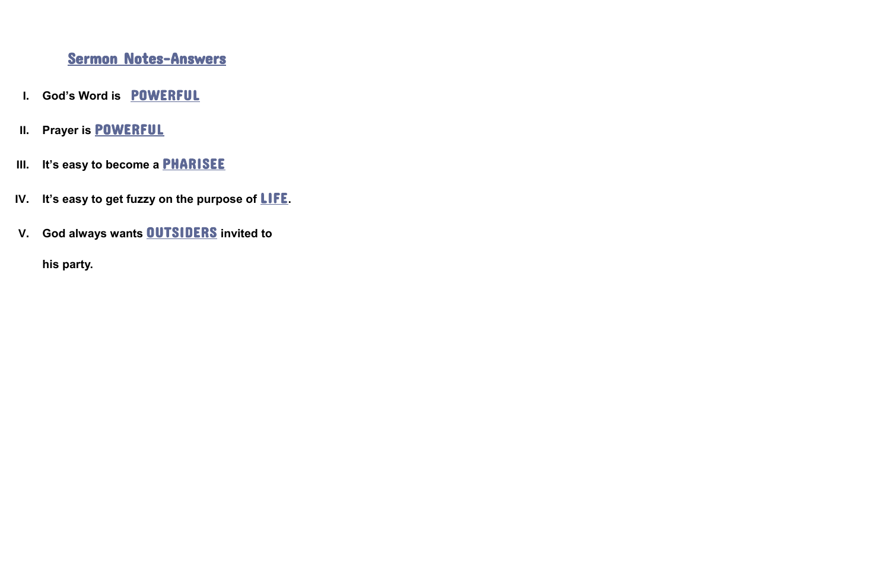## Sermon Notes-Answers

I. **God's Word is POWERFUL**

II. **Prayer is POWERFUL**

III. **It's easy to become a PHARISEE**

IV. **It's easy to get fuzzy on the purpose of LIFE.**

V. **God always wants OUTSIDERS invited to his party.**